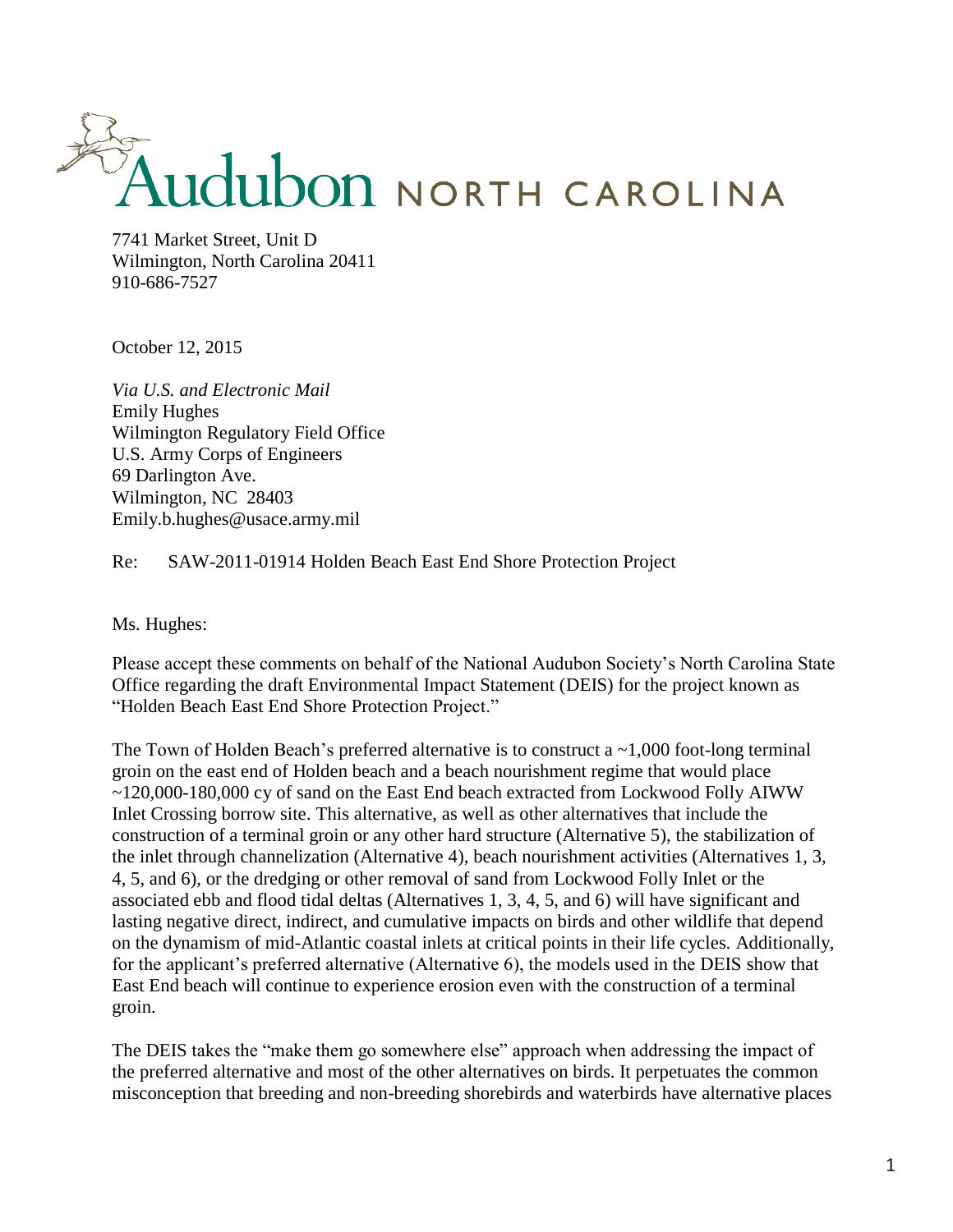# Audubon NORTH CAROLINA

7741 Market Street, Unit D
Wilmington, North Carolina 20411
910-686-7527

October 12, 2015

*Via U.S. and Electronic Mail*
Emily Hughes
Wilmington Regulatory Field Office
U.S. Army Corps of Engineers
69 Darlington Ave.
Wilmington, NC 28403
Emily.b.hughes@usace.army.mil

Re: SAW-2011-01914 Holden Beach East End Shore Protection Project

Ms. Hughes:

Please accept these comments on behalf of the National Audubon Society's North Carolina State Office regarding the draft Environmental Impact Statement (DEIS) for the project known as "Holden Beach East End Shore Protection Project."

The Town of Holden Beach's preferred alternative is to construct a ~1,000 foot-long terminal groin on the east end of Holden beach and a beach nourishment regime that would place ~120,000-180,000 cy of sand on the East End beach extracted from Lockwood Folly AIWW Inlet Crossing borrow site. This alternative, as well as other alternatives that include the construction of a terminal groin or any other hard structure (Alternative 5), the stabilization of the inlet through channelization (Alternative 4), beach nourishment activities (Alternatives 1, 3, 4, 5, and 6), or the dredging or other removal of sand from Lockwood Folly Inlet or the associated ebb and flood tidal deltas (Alternatives 1, 3, 4, 5, and 6) will have significant and lasting negative direct, indirect, and cumulative impacts on birds and other wildlife that depend on the dynamism of mid-Atlantic coastal inlets at critical points in their life cycles. Additionally, for the applicant's preferred alternative (Alternative 6), the models used in the DEIS show that East End beach will continue to experience erosion even with the construction of a terminal groin.

The DEIS takes the "make them go somewhere else" approach when addressing the impact of the preferred alternative and most of the other alternatives on birds. It perpetuates the common misconception that breeding and non-breeding shorebirds and waterbirds have alternative places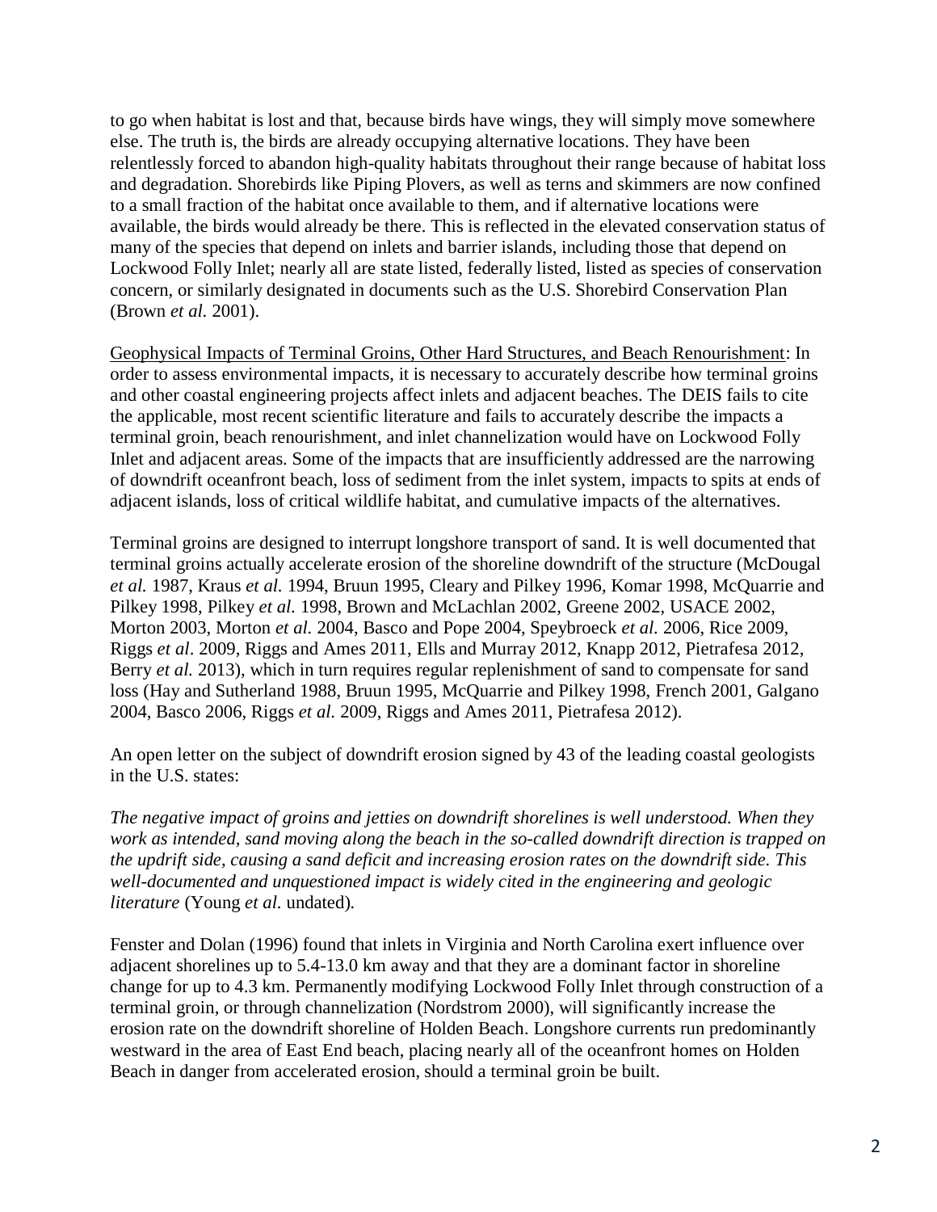to go when habitat is lost and that, because birds have wings, they will simply move somewhere else. The truth is, the birds are already occupying alternative locations. They have been relentlessly forced to abandon high-quality habitats throughout their range because of habitat loss and degradation. Shorebirds like Piping Plovers, as well as terns and skimmers are now confined to a small fraction of the habitat once available to them, and if alternative locations were available, the birds would already be there. This is reflected in the elevated conservation status of many of the species that depend on inlets and barrier islands, including those that depend on Lockwood Folly Inlet; nearly all are state listed, federally listed, listed as species of conservation concern, or similarly designated in documents such as the U.S. Shorebird Conservation Plan (Brown *et al.* 2001).

<u>Geophysical Impacts of Terminal Groins, Other Hard Structures, and Beach Renourishment</u>: In order to assess environmental impacts, it is necessary to accurately describe how terminal groins and other coastal engineering projects affect inlets and adjacent beaches. The DEIS fails to cite the applicable, most recent scientific literature and fails to accurately describe the impacts a terminal groin, beach renourishment, and inlet channelization would have on Lockwood Folly Inlet and adjacent areas. Some of the impacts that are insufficiently addressed are the narrowing of downdrift oceanfront beach, loss of sediment from the inlet system, impacts to spits at ends of adjacent islands, loss of critical wildlife habitat, and cumulative impacts of the alternatives.

Terminal groins are designed to interrupt longshore transport of sand. It is well documented that terminal groins actually accelerate erosion of the shoreline downdrift of the structure (McDougal *et al.* 1987, Kraus *et al.* 1994, Bruun 1995, Cleary and Pilkey 1996, Komar 1998, McQuarrie and Pilkey 1998, Pilkey *et al.* 1998, Brown and McLachlan 2002, Greene 2002, USACE 2002, Morton 2003, Morton *et al.* 2004, Basco and Pope 2004, Speybroeck *et al.* 2006, Rice 2009, Riggs *et al*. 2009, Riggs and Ames 2011, Ells and Murray 2012, Knapp 2012, Pietrafesa 2012, Berry *et al.* 2013), which in turn requires regular replenishment of sand to compensate for sand loss (Hay and Sutherland 1988, Bruun 1995, McQuarrie and Pilkey 1998, French 2001, Galgano 2004, Basco 2006, Riggs *et al.* 2009, Riggs and Ames 2011, Pietrafesa 2012).

An open letter on the subject of downdrift erosion signed by 43 of the leading coastal geologists in the U.S. states:

*The negative impact of groins and jetties on downdrift shorelines is well understood. When they work as intended, sand moving along the beach in the so-called downdrift direction is trapped on the updrift side, causing a sand deficit and increasing erosion rates on the downdrift side. This well-documented and unquestioned impact is widely cited in the engineering and geologic literature* (Young *et al.* undated).

Fenster and Dolan (1996) found that inlets in Virginia and North Carolina exert influence over adjacent shorelines up to 5.4-13.0 km away and that they are a dominant factor in shoreline change for up to 4.3 km. Permanently modifying Lockwood Folly Inlet through construction of a terminal groin, or through channelization (Nordstrom 2000), will significantly increase the erosion rate on the downdrift shoreline of Holden Beach. Longshore currents run predominantly westward in the area of East End beach, placing nearly all of the oceanfront homes on Holden Beach in danger from accelerated erosion, should a terminal groin be built.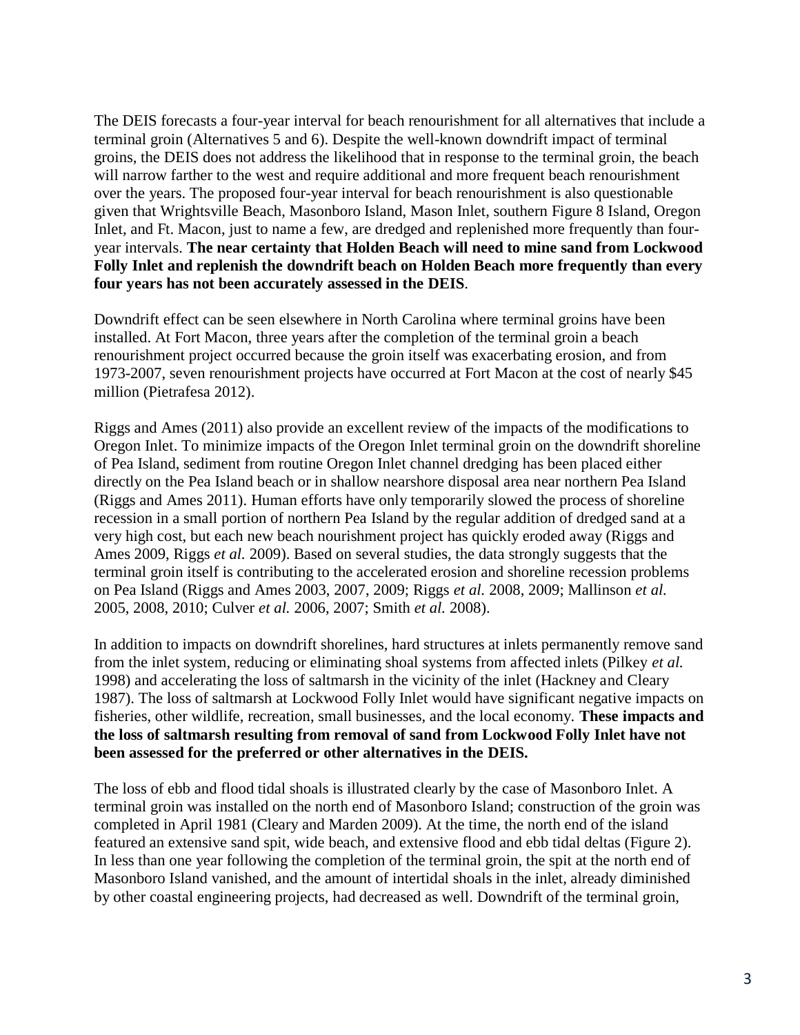The DEIS forecasts a four-year interval for beach renourishment for all alternatives that include a terminal groin (Alternatives 5 and 6). Despite the well-known downdrift impact of terminal groins, the DEIS does not address the likelihood that in response to the terminal groin, the beach will narrow farther to the west and require additional and more frequent beach renourishment over the years. The proposed four-year interval for beach renourishment is also questionable given that Wrightsville Beach, Masonboro Island, Mason Inlet, southern Figure 8 Island, Oregon Inlet, and Ft. Macon, just to name a few, are dredged and replenished more frequently than four-year intervals. **The near certainty that Holden Beach will need to mine sand from Lockwood Folly Inlet and replenish the downdrift beach on Holden Beach more frequently than every four years has not been accurately assessed in the DEIS**.

Downdrift effect can be seen elsewhere in North Carolina where terminal groins have been installed. At Fort Macon, three years after the completion of the terminal groin a beach renourishment project occurred because the groin itself was exacerbating erosion, and from 1973-2007, seven renourishment projects have occurred at Fort Macon at the cost of nearly $45 million (Pietrafesa 2012).

Riggs and Ames (2011) also provide an excellent review of the impacts of the modifications to Oregon Inlet. To minimize impacts of the Oregon Inlet terminal groin on the downdrift shoreline of Pea Island, sediment from routine Oregon Inlet channel dredging has been placed either directly on the Pea Island beach or in shallow nearshore disposal area near northern Pea Island (Riggs and Ames 2011). Human efforts have only temporarily slowed the process of shoreline recession in a small portion of northern Pea Island by the regular addition of dredged sand at a very high cost, but each new beach nourishment project has quickly eroded away (Riggs and Ames 2009, Riggs *et al.* 2009). Based on several studies, the data strongly suggests that the terminal groin itself is contributing to the accelerated erosion and shoreline recession problems on Pea Island (Riggs and Ames 2003, 2007, 2009; Riggs *et al.* 2008, 2009; Mallinson *et al.* 2005, 2008, 2010; Culver *et al.* 2006, 2007; Smith *et al.* 2008).

In addition to impacts on downdrift shorelines, hard structures at inlets permanently remove sand from the inlet system, reducing or eliminating shoal systems from affected inlets (Pilkey *et al.* 1998) and accelerating the loss of saltmarsh in the vicinity of the inlet (Hackney and Cleary 1987). The loss of saltmarsh at Lockwood Folly Inlet would have significant negative impacts on fisheries, other wildlife, recreation, small businesses, and the local economy. **These impacts and the loss of saltmarsh resulting from removal of sand from Lockwood Folly Inlet have not been assessed for the preferred or other alternatives in the DEIS.**

The loss of ebb and flood tidal shoals is illustrated clearly by the case of Masonboro Inlet. A terminal groin was installed on the north end of Masonboro Island; construction of the groin was completed in April 1981 (Cleary and Marden 2009). At the time, the north end of the island featured an extensive sand spit, wide beach, and extensive flood and ebb tidal deltas (Figure 2). In less than one year following the completion of the terminal groin, the spit at the north end of Masonboro Island vanished, and the amount of intertidal shoals in the inlet, already diminished by other coastal engineering projects, had decreased as well. Downdrift of the terminal groin,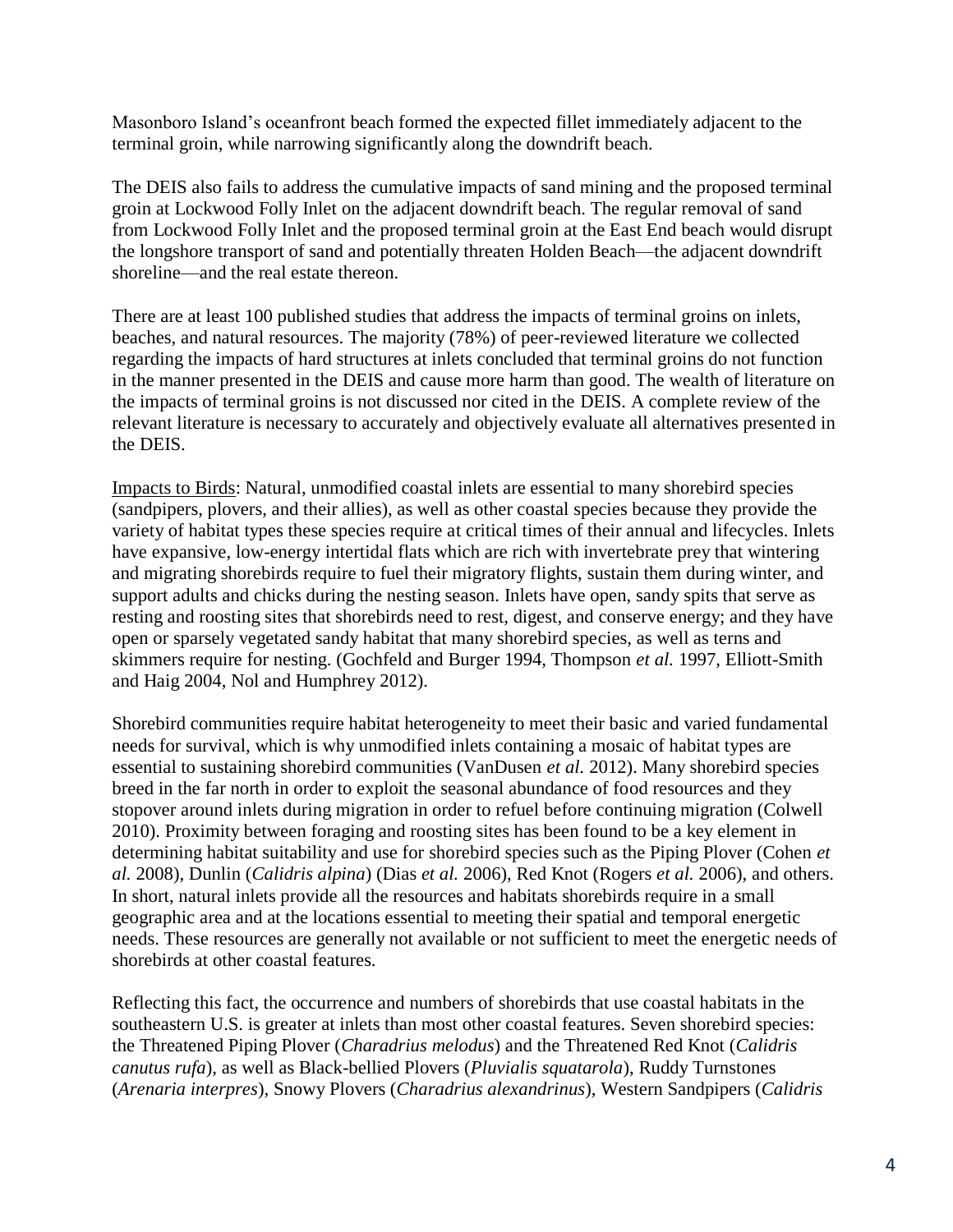Masonboro Island's oceanfront beach formed the expected fillet immediately adjacent to the terminal groin, while narrowing significantly along the downdrift beach.

The DEIS also fails to address the cumulative impacts of sand mining and the proposed terminal groin at Lockwood Folly Inlet on the adjacent downdrift beach. The regular removal of sand from Lockwood Folly Inlet and the proposed terminal groin at the East End beach would disrupt the longshore transport of sand and potentially threaten Holden Beach—the adjacent downdrift shoreline—and the real estate thereon.

There are at least 100 published studies that address the impacts of terminal groins on inlets, beaches, and natural resources. The majority (78%) of peer-reviewed literature we collected regarding the impacts of hard structures at inlets concluded that terminal groins do not function in the manner presented in the DEIS and cause more harm than good. The wealth of literature on the impacts of terminal groins is not discussed nor cited in the DEIS. A complete review of the relevant literature is necessary to accurately and objectively evaluate all alternatives presented in the DEIS.

<u>Impacts to Birds</u>: Natural, unmodified coastal inlets are essential to many shorebird species (sandpipers, plovers, and their allies), as well as other coastal species because they provide the variety of habitat types these species require at critical times of their annual and lifecycles. Inlets have expansive, low-energy intertidal flats which are rich with invertebrate prey that wintering and migrating shorebirds require to fuel their migratory flights, sustain them during winter, and support adults and chicks during the nesting season. Inlets have open, sandy spits that serve as resting and roosting sites that shorebirds need to rest, digest, and conserve energy; and they have open or sparsely vegetated sandy habitat that many shorebird species, as well as terns and skimmers require for nesting. (Gochfeld and Burger 1994, Thompson *et al.* 1997, Elliott-Smith and Haig 2004, Nol and Humphrey 2012).

Shorebird communities require habitat heterogeneity to meet their basic and varied fundamental needs for survival, which is why unmodified inlets containing a mosaic of habitat types are essential to sustaining shorebird communities (VanDusen *et al.* 2012). Many shorebird species breed in the far north in order to exploit the seasonal abundance of food resources and they stopover around inlets during migration in order to refuel before continuing migration (Colwell 2010). Proximity between foraging and roosting sites has been found to be a key element in determining habitat suitability and use for shorebird species such as the Piping Plover (Cohen *et al.* 2008), Dunlin (*Calidris alpina*) (Dias *et al.* 2006), Red Knot (Rogers *et al.* 2006), and others. In short, natural inlets provide all the resources and habitats shorebirds require in a small geographic area and at the locations essential to meeting their spatial and temporal energetic needs. These resources are generally not available or not sufficient to meet the energetic needs of shorebirds at other coastal features.

Reflecting this fact, the occurrence and numbers of shorebirds that use coastal habitats in the southeastern U.S. is greater at inlets than most other coastal features. Seven shorebird species: the Threatened Piping Plover (*Charadrius melodus*) and the Threatened Red Knot (*Calidris canutus rufa*), as well as Black-bellied Plovers (*Pluvialis squatarola*), Ruddy Turnstones (*Arenaria interpres*), Snowy Plovers (*Charadrius alexandrinus*), Western Sandpipers (*Calidris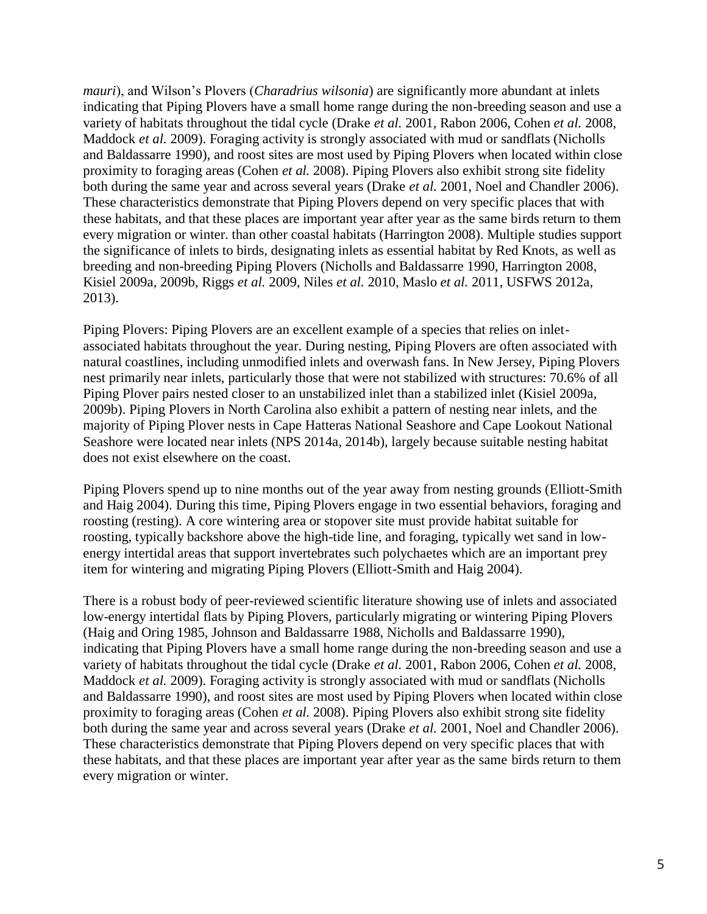*mauri*), and Wilson's Plovers (*Charadrius wilsonia*) are significantly more abundant at inlets indicating that Piping Plovers have a small home range during the non-breeding season and use a variety of habitats throughout the tidal cycle (Drake *et al.* 2001, Rabon 2006, Cohen *et al.* 2008, Maddock *et al.* 2009). Foraging activity is strongly associated with mud or sandflats (Nicholls and Baldassarre 1990), and roost sites are most used by Piping Plovers when located within close proximity to foraging areas (Cohen *et al.* 2008). Piping Plovers also exhibit strong site fidelity both during the same year and across several years (Drake *et al.* 2001, Noel and Chandler 2006). These characteristics demonstrate that Piping Plovers depend on very specific places that with these habitats, and that these places are important year after year as the same birds return to them every migration or winter. than other coastal habitats (Harrington 2008). Multiple studies support the significance of inlets to birds, designating inlets as essential habitat by Red Knots, as well as breeding and non-breeding Piping Plovers (Nicholls and Baldassarre 1990, Harrington 2008, Kisiel 2009a, 2009b, Riggs *et al.* 2009, Niles *et al.* 2010, Maslo *et al.* 2011, USFWS 2012a, 2013).

Piping Plovers: Piping Plovers are an excellent example of a species that relies on inlet-associated habitats throughout the year. During nesting, Piping Plovers are often associated with natural coastlines, including unmodified inlets and overwash fans. In New Jersey, Piping Plovers nest primarily near inlets, particularly those that were not stabilized with structures: 70.6% of all Piping Plover pairs nested closer to an unstabilized inlet than a stabilized inlet (Kisiel 2009a, 2009b). Piping Plovers in North Carolina also exhibit a pattern of nesting near inlets, and the majority of Piping Plover nests in Cape Hatteras National Seashore and Cape Lookout National Seashore were located near inlets (NPS 2014a, 2014b), largely because suitable nesting habitat does not exist elsewhere on the coast.

Piping Plovers spend up to nine months out of the year away from nesting grounds (Elliott-Smith and Haig 2004). During this time, Piping Plovers engage in two essential behaviors, foraging and roosting (resting). A core wintering area or stopover site must provide habitat suitable for roosting, typically backshore above the high-tide line, and foraging, typically wet sand in low-energy intertidal areas that support invertebrates such polychaetes which are an important prey item for wintering and migrating Piping Plovers (Elliott-Smith and Haig 2004).

There is a robust body of peer-reviewed scientific literature showing use of inlets and associated low-energy intertidal flats by Piping Plovers, particularly migrating or wintering Piping Plovers (Haig and Oring 1985, Johnson and Baldassarre 1988, Nicholls and Baldassarre 1990), indicating that Piping Plovers have a small home range during the non-breeding season and use a variety of habitats throughout the tidal cycle (Drake *et al.* 2001, Rabon 2006, Cohen *et al.* 2008, Maddock *et al.* 2009). Foraging activity is strongly associated with mud or sandflats (Nicholls and Baldassarre 1990), and roost sites are most used by Piping Plovers when located within close proximity to foraging areas (Cohen *et al.* 2008). Piping Plovers also exhibit strong site fidelity both during the same year and across several years (Drake *et al.* 2001, Noel and Chandler 2006). These characteristics demonstrate that Piping Plovers depend on very specific places that with these habitats, and that these places are important year after year as the same birds return to them every migration or winter.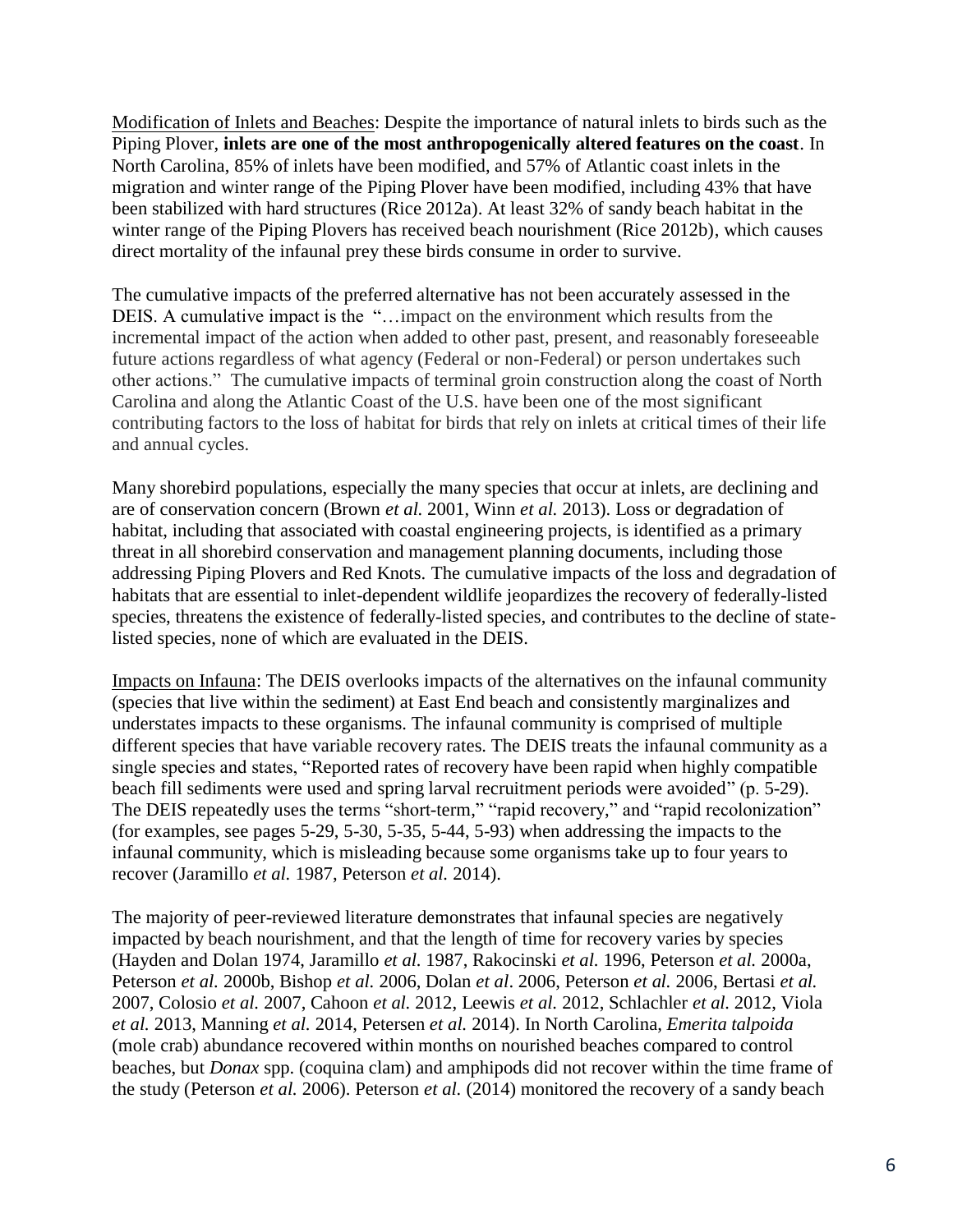<u>Modification of Inlets and Beaches</u>: Despite the importance of natural inlets to birds such as the Piping Plover, **inlets are one of the most anthropogenically altered features on the coast**. In North Carolina, 85% of inlets have been modified, and 57% of Atlantic coast inlets in the migration and winter range of the Piping Plover have been modified, including 43% that have been stabilized with hard structures (Rice 2012a). At least 32% of sandy beach habitat in the winter range of the Piping Plovers has received beach nourishment (Rice 2012b), which causes direct mortality of the infaunal prey these birds consume in order to survive.

The cumulative impacts of the preferred alternative has not been accurately assessed in the DEIS. A cumulative impact is the "…impact on the environment which results from the incremental impact of the action when added to other past, present, and reasonably foreseeable future actions regardless of what agency (Federal or non-Federal) or person undertakes such other actions." The cumulative impacts of terminal groin construction along the coast of North Carolina and along the Atlantic Coast of the U.S. have been one of the most significant contributing factors to the loss of habitat for birds that rely on inlets at critical times of their life and annual cycles.

Many shorebird populations, especially the many species that occur at inlets, are declining and are of conservation concern (Brown *et al.* 2001, Winn *et al.* 2013). Loss or degradation of habitat, including that associated with coastal engineering projects, is identified as a primary threat in all shorebird conservation and management planning documents, including those addressing Piping Plovers and Red Knots. The cumulative impacts of the loss and degradation of habitats that are essential to inlet-dependent wildlife jeopardizes the recovery of federally-listed species, threatens the existence of federally-listed species, and contributes to the decline of state-listed species, none of which are evaluated in the DEIS.

<u>Impacts on Infauna</u>: The DEIS overlooks impacts of the alternatives on the infaunal community (species that live within the sediment) at East End beach and consistently marginalizes and understates impacts to these organisms. The infaunal community is comprised of multiple different species that have variable recovery rates. The DEIS treats the infaunal community as a single species and states, "Reported rates of recovery have been rapid when highly compatible beach fill sediments were used and spring larval recruitment periods were avoided" (p. 5-29). The DEIS repeatedly uses the terms "short-term," "rapid recovery," and "rapid recolonization" (for examples, see pages 5-29, 5-30, 5-35, 5-44, 5-93) when addressing the impacts to the infaunal community, which is misleading because some organisms take up to four years to recover (Jaramillo *et al.* 1987, Peterson *et al.* 2014).

The majority of peer-reviewed literature demonstrates that infaunal species are negatively impacted by beach nourishment, and that the length of time for recovery varies by species (Hayden and Dolan 1974, Jaramillo *et al.* 1987, Rakocinski *et al.* 1996, Peterson *et al.* 2000a, Peterson *et al.* 2000b, Bishop *et al.* 2006, Dolan *et al*. 2006, Peterson *et al.* 2006, Bertasi *et al.* 2007, Colosio *et al.* 2007, Cahoon *et al.* 2012, Leewis *et al.* 2012, Schlachler *et al.* 2012, Viola *et al.* 2013, Manning *et al.* 2014, Petersen *et al.* 2014). In North Carolina, *Emerita talpoida* (mole crab) abundance recovered within months on nourished beaches compared to control beaches, but *Donax* spp. (coquina clam) and amphipods did not recover within the time frame of the study (Peterson *et al.* 2006). Peterson *et al.* (2014) monitored the recovery of a sandy beach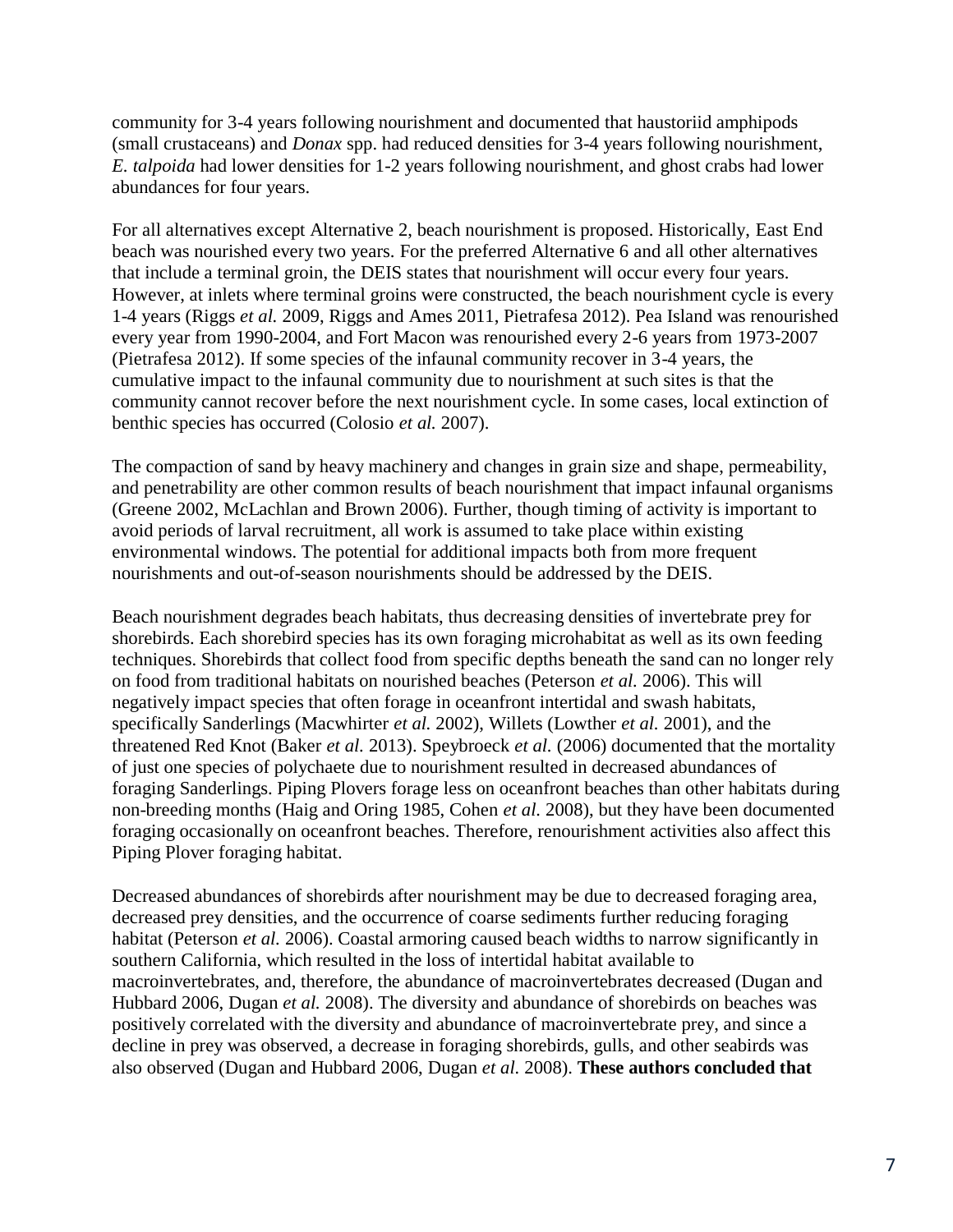community for 3-4 years following nourishment and documented that haustoriid amphipods (small crustaceans) and *Donax* spp. had reduced densities for 3-4 years following nourishment, *E. talpoida* had lower densities for 1-2 years following nourishment, and ghost crabs had lower abundances for four years.

For all alternatives except Alternative 2, beach nourishment is proposed. Historically, East End beach was nourished every two years. For the preferred Alternative 6 and all other alternatives that include a terminal groin, the DEIS states that nourishment will occur every four years. However, at inlets where terminal groins were constructed, the beach nourishment cycle is every 1-4 years (Riggs *et al.* 2009, Riggs and Ames 2011, Pietrafesa 2012). Pea Island was renourished every year from 1990-2004, and Fort Macon was renourished every 2-6 years from 1973-2007 (Pietrafesa 2012). If some species of the infaunal community recover in 3-4 years, the cumulative impact to the infaunal community due to nourishment at such sites is that the community cannot recover before the next nourishment cycle. In some cases, local extinction of benthic species has occurred (Colosio *et al.* 2007).

The compaction of sand by heavy machinery and changes in grain size and shape, permeability, and penetrability are other common results of beach nourishment that impact infaunal organisms (Greene 2002, McLachlan and Brown 2006). Further, though timing of activity is important to avoid periods of larval recruitment, all work is assumed to take place within existing environmental windows. The potential for additional impacts both from more frequent nourishments and out-of-season nourishments should be addressed by the DEIS.

Beach nourishment degrades beach habitats, thus decreasing densities of invertebrate prey for shorebirds. Each shorebird species has its own foraging microhabitat as well as its own feeding techniques. Shorebirds that collect food from specific depths beneath the sand can no longer rely on food from traditional habitats on nourished beaches (Peterson *et al.* 2006). This will negatively impact species that often forage in oceanfront intertidal and swash habitats, specifically Sanderlings (Macwhirter *et al.* 2002), Willets (Lowther *et al.* 2001), and the threatened Red Knot (Baker *et al.* 2013). Speybroeck *et al.* (2006) documented that the mortality of just one species of polychaete due to nourishment resulted in decreased abundances of foraging Sanderlings. Piping Plovers forage less on oceanfront beaches than other habitats during non-breeding months (Haig and Oring 1985, Cohen *et al.* 2008), but they have been documented foraging occasionally on oceanfront beaches. Therefore, renourishment activities also affect this Piping Plover foraging habitat.

Decreased abundances of shorebirds after nourishment may be due to decreased foraging area, decreased prey densities, and the occurrence of coarse sediments further reducing foraging habitat (Peterson *et al.* 2006). Coastal armoring caused beach widths to narrow significantly in southern California, which resulted in the loss of intertidal habitat available to macroinvertebrates, and, therefore, the abundance of macroinvertebrates decreased (Dugan and Hubbard 2006, Dugan *et al.* 2008). The diversity and abundance of shorebirds on beaches was positively correlated with the diversity and abundance of macroinvertebrate prey, and since a decline in prey was observed, a decrease in foraging shorebirds, gulls, and other seabirds was also observed (Dugan and Hubbard 2006, Dugan *et al.* 2008). **These authors concluded that**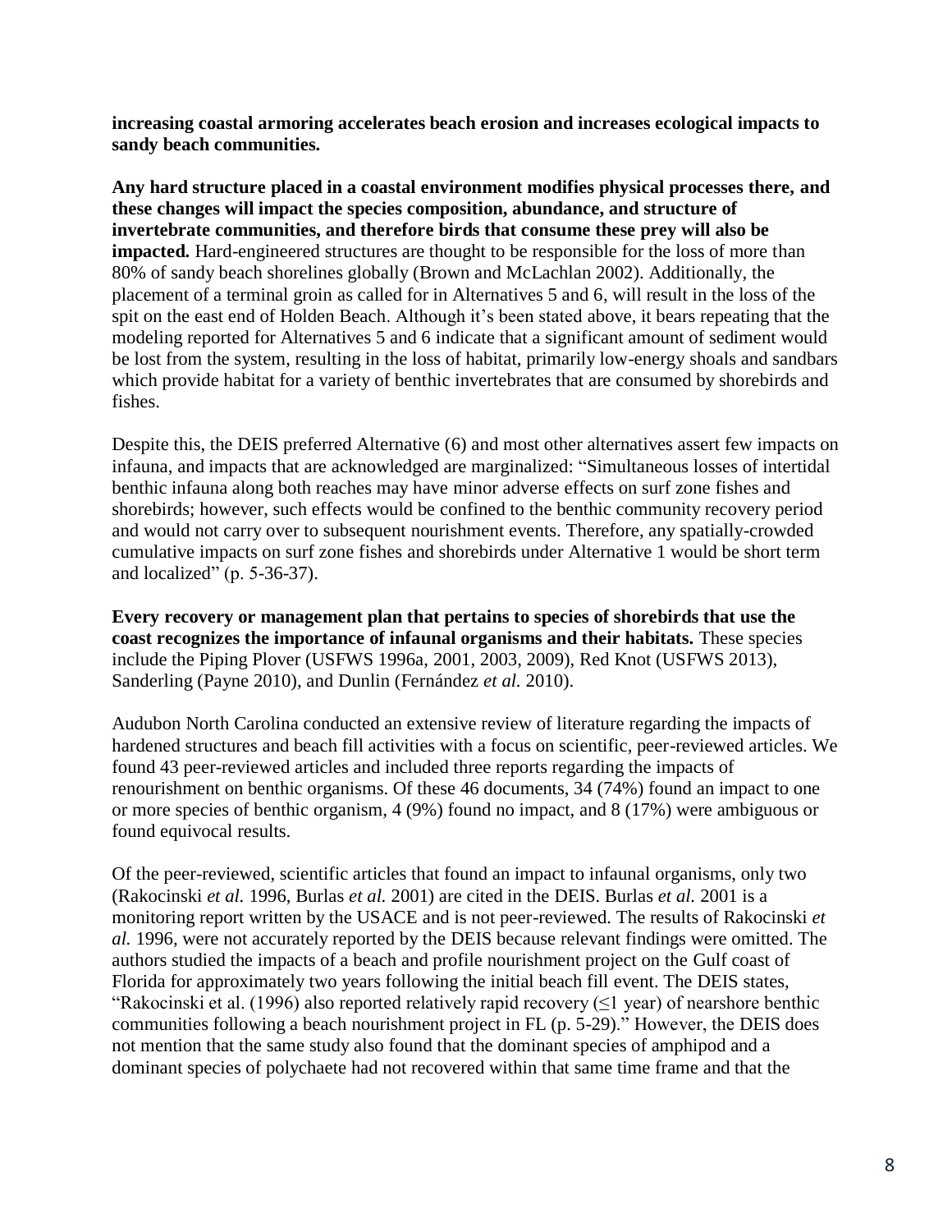**increasing coastal armoring accelerates beach erosion and increases ecological impacts to sandy beach communities.**

**Any hard structure placed in a coastal environment modifies physical processes there, and these changes will impact the species composition, abundance, and structure of invertebrate communities, and therefore birds that consume these prey will also be impacted.** Hard-engineered structures are thought to be responsible for the loss of more than 80% of sandy beach shorelines globally (Brown and McLachlan 2002). Additionally, the placement of a terminal groin as called for in Alternatives 5 and 6, will result in the loss of the spit on the east end of Holden Beach. Although it's been stated above, it bears repeating that the modeling reported for Alternatives 5 and 6 indicate that a significant amount of sediment would be lost from the system, resulting in the loss of habitat, primarily low-energy shoals and sandbars which provide habitat for a variety of benthic invertebrates that are consumed by shorebirds and fishes.

Despite this, the DEIS preferred Alternative (6) and most other alternatives assert few impacts on infauna, and impacts that are acknowledged are marginalized: "Simultaneous losses of intertidal benthic infauna along both reaches may have minor adverse effects on surf zone fishes and shorebirds; however, such effects would be confined to the benthic community recovery period and would not carry over to subsequent nourishment events. Therefore, any spatially-crowded cumulative impacts on surf zone fishes and shorebirds under Alternative 1 would be short term and localized" (p. 5-36-37).

**Every recovery or management plan that pertains to species of shorebirds that use the coast recognizes the importance of infaunal organisms and their habitats.** These species include the Piping Plover (USFWS 1996a, 2001, 2003, 2009), Red Knot (USFWS 2013), Sanderling (Payne 2010), and Dunlin (Fernández *et al.* 2010).

Audubon North Carolina conducted an extensive review of literature regarding the impacts of hardened structures and beach fill activities with a focus on scientific, peer-reviewed articles. We found 43 peer-reviewed articles and included three reports regarding the impacts of renourishment on benthic organisms. Of these 46 documents, 34 (74%) found an impact to one or more species of benthic organism, 4 (9%) found no impact, and 8 (17%) were ambiguous or found equivocal results.

Of the peer-reviewed, scientific articles that found an impact to infaunal organisms, only two (Rakocinski *et al.* 1996, Burlas *et al.* 2001) are cited in the DEIS. Burlas *et al.* 2001 is a monitoring report written by the USACE and is not peer-reviewed. The results of Rakocinski *et al.* 1996, were not accurately reported by the DEIS because relevant findings were omitted. The authors studied the impacts of a beach and profile nourishment project on the Gulf coast of Florida for approximately two years following the initial beach fill event. The DEIS states, "Rakocinski et al. (1996) also reported relatively rapid recovery (≤1 year) of nearshore benthic communities following a beach nourishment project in FL (p. 5-29)." However, the DEIS does not mention that the same study also found that the dominant species of amphipod and a dominant species of polychaete had not recovered within that same time frame and that the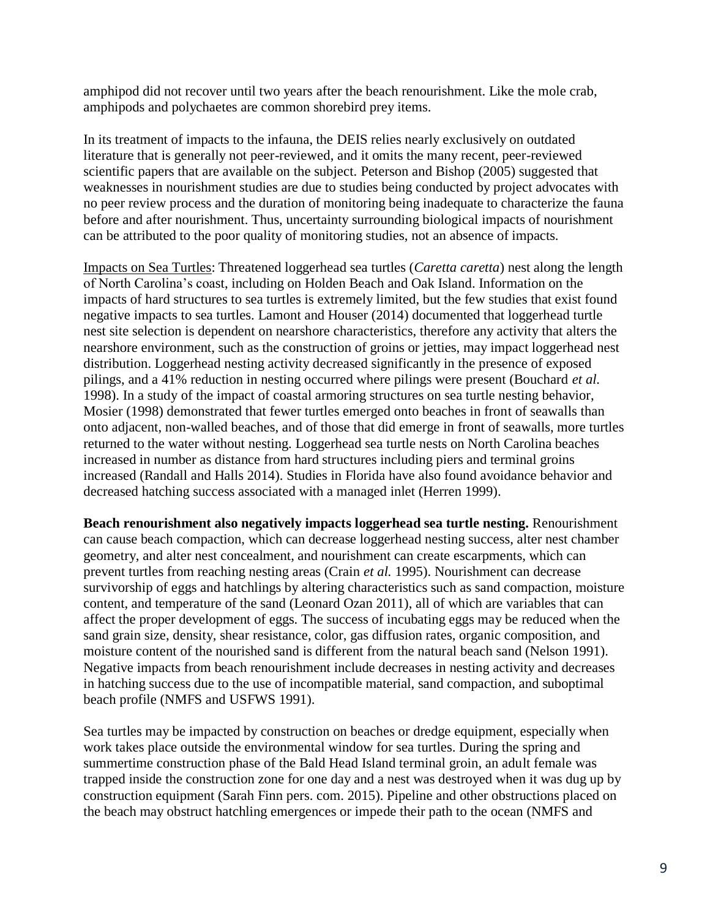amphipod did not recover until two years after the beach renourishment. Like the mole crab, amphipods and polychaetes are common shorebird prey items.

In its treatment of impacts to the infauna, the DEIS relies nearly exclusively on outdated literature that is generally not peer-reviewed, and it omits the many recent, peer-reviewed scientific papers that are available on the subject. Peterson and Bishop (2005) suggested that weaknesses in nourishment studies are due to studies being conducted by project advocates with no peer review process and the duration of monitoring being inadequate to characterize the fauna before and after nourishment. Thus, uncertainty surrounding biological impacts of nourishment can be attributed to the poor quality of monitoring studies, not an absence of impacts.

<u>Impacts on Sea Turtles</u>: Threatened loggerhead sea turtles (*Caretta caretta*) nest along the length of North Carolina's coast, including on Holden Beach and Oak Island. Information on the impacts of hard structures to sea turtles is extremely limited, but the few studies that exist found negative impacts to sea turtles. Lamont and Houser (2014) documented that loggerhead turtle nest site selection is dependent on nearshore characteristics, therefore any activity that alters the nearshore environment, such as the construction of groins or jetties, may impact loggerhead nest distribution. Loggerhead nesting activity decreased significantly in the presence of exposed pilings, and a 41% reduction in nesting occurred where pilings were present (Bouchard *et al.* 1998). In a study of the impact of coastal armoring structures on sea turtle nesting behavior, Mosier (1998) demonstrated that fewer turtles emerged onto beaches in front of seawalls than onto adjacent, non-walled beaches, and of those that did emerge in front of seawalls, more turtles returned to the water without nesting. Loggerhead sea turtle nests on North Carolina beaches increased in number as distance from hard structures including piers and terminal groins increased (Randall and Halls 2014). Studies in Florida have also found avoidance behavior and decreased hatching success associated with a managed inlet (Herren 1999).

**Beach renourishment also negatively impacts loggerhead sea turtle nesting.** Renourishment can cause beach compaction, which can decrease loggerhead nesting success, alter nest chamber geometry, and alter nest concealment, and nourishment can create escarpments, which can prevent turtles from reaching nesting areas (Crain *et al.* 1995). Nourishment can decrease survivorship of eggs and hatchlings by altering characteristics such as sand compaction, moisture content, and temperature of the sand (Leonard Ozan 2011), all of which are variables that can affect the proper development of eggs. The success of incubating eggs may be reduced when the sand grain size, density, shear resistance, color, gas diffusion rates, organic composition, and moisture content of the nourished sand is different from the natural beach sand (Nelson 1991). Negative impacts from beach renourishment include decreases in nesting activity and decreases in hatching success due to the use of incompatible material, sand compaction, and suboptimal beach profile (NMFS and USFWS 1991).

Sea turtles may be impacted by construction on beaches or dredge equipment, especially when work takes place outside the environmental window for sea turtles. During the spring and summertime construction phase of the Bald Head Island terminal groin, an adult female was trapped inside the construction zone for one day and a nest was destroyed when it was dug up by construction equipment (Sarah Finn pers. com. 2015). Pipeline and other obstructions placed on the beach may obstruct hatchling emergences or impede their path to the ocean (NMFS and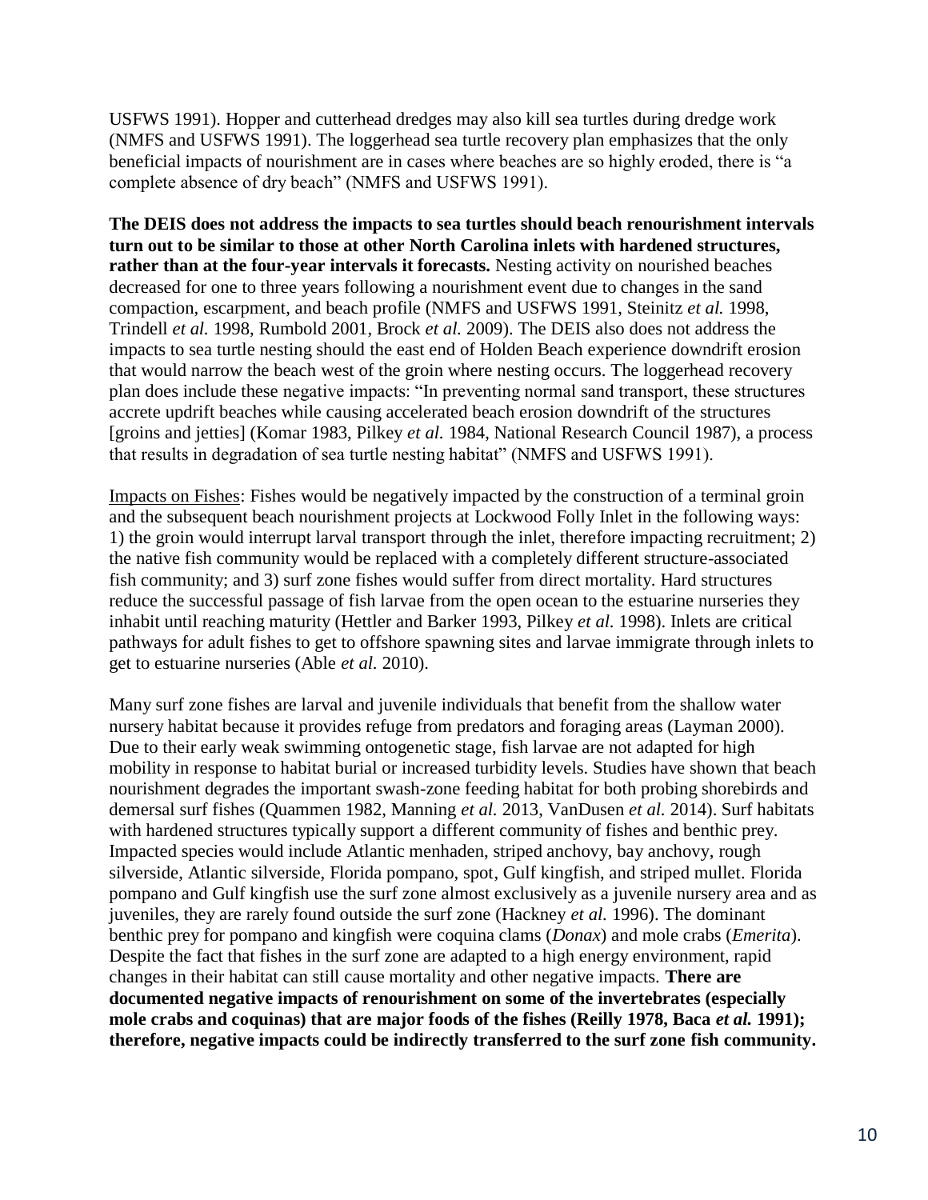USFWS 1991). Hopper and cutterhead dredges may also kill sea turtles during dredge work (NMFS and USFWS 1991). The loggerhead sea turtle recovery plan emphasizes that the only beneficial impacts of nourishment are in cases where beaches are so highly eroded, there is "a complete absence of dry beach" (NMFS and USFWS 1991).

**The DEIS does not address the impacts to sea turtles should beach renourishment intervals turn out to be similar to those at other North Carolina inlets with hardened structures, rather than at the four-year intervals it forecasts.** Nesting activity on nourished beaches decreased for one to three years following a nourishment event due to changes in the sand compaction, escarpment, and beach profile (NMFS and USFWS 1991, Steinitz *et al.* 1998, Trindell *et al.* 1998, Rumbold 2001, Brock *et al.* 2009). The DEIS also does not address the impacts to sea turtle nesting should the east end of Holden Beach experience downdrift erosion that would narrow the beach west of the groin where nesting occurs. The loggerhead recovery plan does include these negative impacts: "In preventing normal sand transport, these structures accrete updrift beaches while causing accelerated beach erosion downdrift of the structures [groins and jetties] (Komar 1983, Pilkey *et al.* 1984, National Research Council 1987), a process that results in degradation of sea turtle nesting habitat" (NMFS and USFWS 1991).

<u>Impacts on Fishes</u>: Fishes would be negatively impacted by the construction of a terminal groin and the subsequent beach nourishment projects at Lockwood Folly Inlet in the following ways: 1) the groin would interrupt larval transport through the inlet, therefore impacting recruitment; 2) the native fish community would be replaced with a completely different structure-associated fish community; and 3) surf zone fishes would suffer from direct mortality. Hard structures reduce the successful passage of fish larvae from the open ocean to the estuarine nurseries they inhabit until reaching maturity (Hettler and Barker 1993, Pilkey *et al.* 1998). Inlets are critical pathways for adult fishes to get to offshore spawning sites and larvae immigrate through inlets to get to estuarine nurseries (Able *et al.* 2010).

Many surf zone fishes are larval and juvenile individuals that benefit from the shallow water nursery habitat because it provides refuge from predators and foraging areas (Layman 2000). Due to their early weak swimming ontogenetic stage, fish larvae are not adapted for high mobility in response to habitat burial or increased turbidity levels. Studies have shown that beach nourishment degrades the important swash-zone feeding habitat for both probing shorebirds and demersal surf fishes (Quammen 1982, Manning *et al.* 2013, VanDusen *et al.* 2014). Surf habitats with hardened structures typically support a different community of fishes and benthic prey. Impacted species would include Atlantic menhaden, striped anchovy, bay anchovy, rough silverside, Atlantic silverside, Florida pompano, spot, Gulf kingfish, and striped mullet. Florida pompano and Gulf kingfish use the surf zone almost exclusively as a juvenile nursery area and as juveniles, they are rarely found outside the surf zone (Hackney *et al.* 1996). The dominant benthic prey for pompano and kingfish were coquina clams (*Donax*) and mole crabs (*Emerita*). Despite the fact that fishes in the surf zone are adapted to a high energy environment, rapid changes in their habitat can still cause mortality and other negative impacts. **There are documented negative impacts of renourishment on some of the invertebrates (especially mole crabs and coquinas) that are major foods of the fishes (Reilly 1978, Baca *et al.* 1991); therefore, negative impacts could be indirectly transferred to the surf zone fish community.**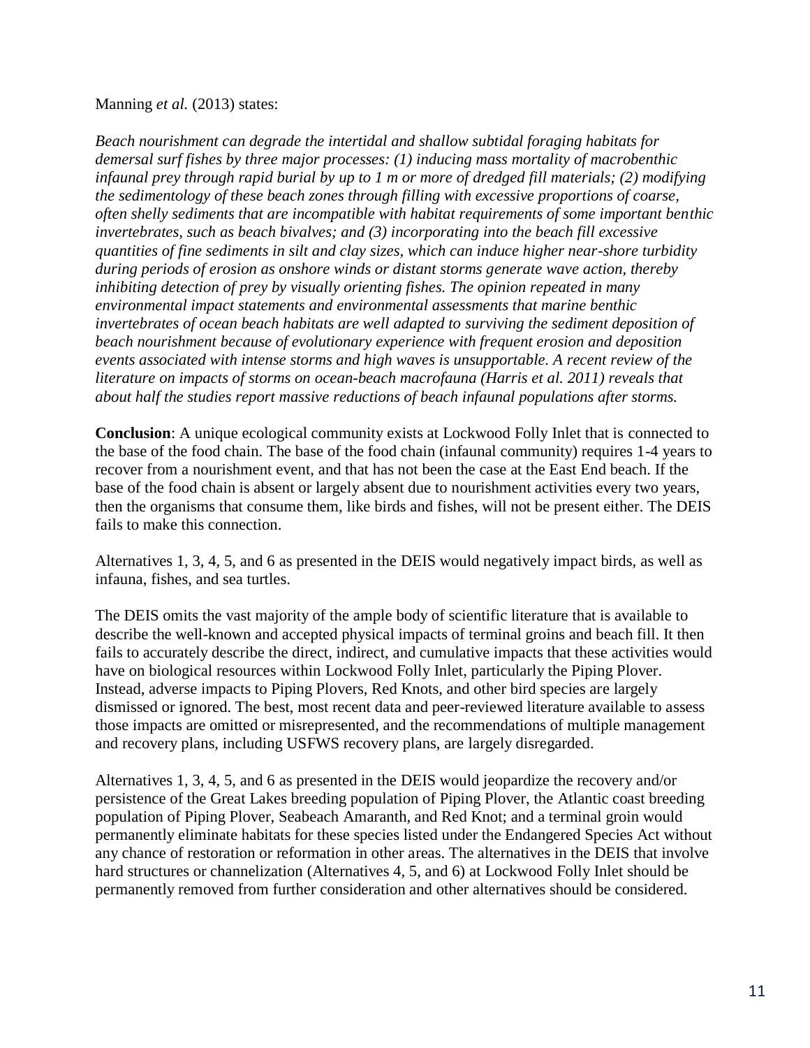Manning *et al.* (2013) states:

*Beach nourishment can degrade the intertidal and shallow subtidal foraging habitats for demersal surf fishes by three major processes: (1) inducing mass mortality of macrobenthic infaunal prey through rapid burial by up to 1 m or more of dredged fill materials; (2) modifying the sedimentology of these beach zones through filling with excessive proportions of coarse, often shelly sediments that are incompatible with habitat requirements of some important benthic invertebrates, such as beach bivalves; and (3) incorporating into the beach fill excessive quantities of fine sediments in silt and clay sizes, which can induce higher near-shore turbidity during periods of erosion as onshore winds or distant storms generate wave action, thereby inhibiting detection of prey by visually orienting fishes. The opinion repeated in many environmental impact statements and environmental assessments that marine benthic invertebrates of ocean beach habitats are well adapted to surviving the sediment deposition of beach nourishment because of evolutionary experience with frequent erosion and deposition events associated with intense storms and high waves is unsupportable. A recent review of the literature on impacts of storms on ocean-beach macrofauna (Harris et al. 2011) reveals that about half the studies report massive reductions of beach infaunal populations after storms.*

**Conclusion**: A unique ecological community exists at Lockwood Folly Inlet that is connected to the base of the food chain. The base of the food chain (infaunal community) requires 1-4 years to recover from a nourishment event, and that has not been the case at the East End beach. If the base of the food chain is absent or largely absent due to nourishment activities every two years, then the organisms that consume them, like birds and fishes, will not be present either. The DEIS fails to make this connection.

Alternatives 1, 3, 4, 5, and 6 as presented in the DEIS would negatively impact birds, as well as infauna, fishes, and sea turtles.

The DEIS omits the vast majority of the ample body of scientific literature that is available to describe the well-known and accepted physical impacts of terminal groins and beach fill. It then fails to accurately describe the direct, indirect, and cumulative impacts that these activities would have on biological resources within Lockwood Folly Inlet, particularly the Piping Plover. Instead, adverse impacts to Piping Plovers, Red Knots, and other bird species are largely dismissed or ignored. The best, most recent data and peer-reviewed literature available to assess those impacts are omitted or misrepresented, and the recommendations of multiple management and recovery plans, including USFWS recovery plans, are largely disregarded.

Alternatives 1, 3, 4, 5, and 6 as presented in the DEIS would jeopardize the recovery and/or persistence of the Great Lakes breeding population of Piping Plover, the Atlantic coast breeding population of Piping Plover, Seabeach Amaranth, and Red Knot; and a terminal groin would permanently eliminate habitats for these species listed under the Endangered Species Act without any chance of restoration or reformation in other areas. The alternatives in the DEIS that involve hard structures or channelization (Alternatives 4, 5, and 6) at Lockwood Folly Inlet should be permanently removed from further consideration and other alternatives should be considered.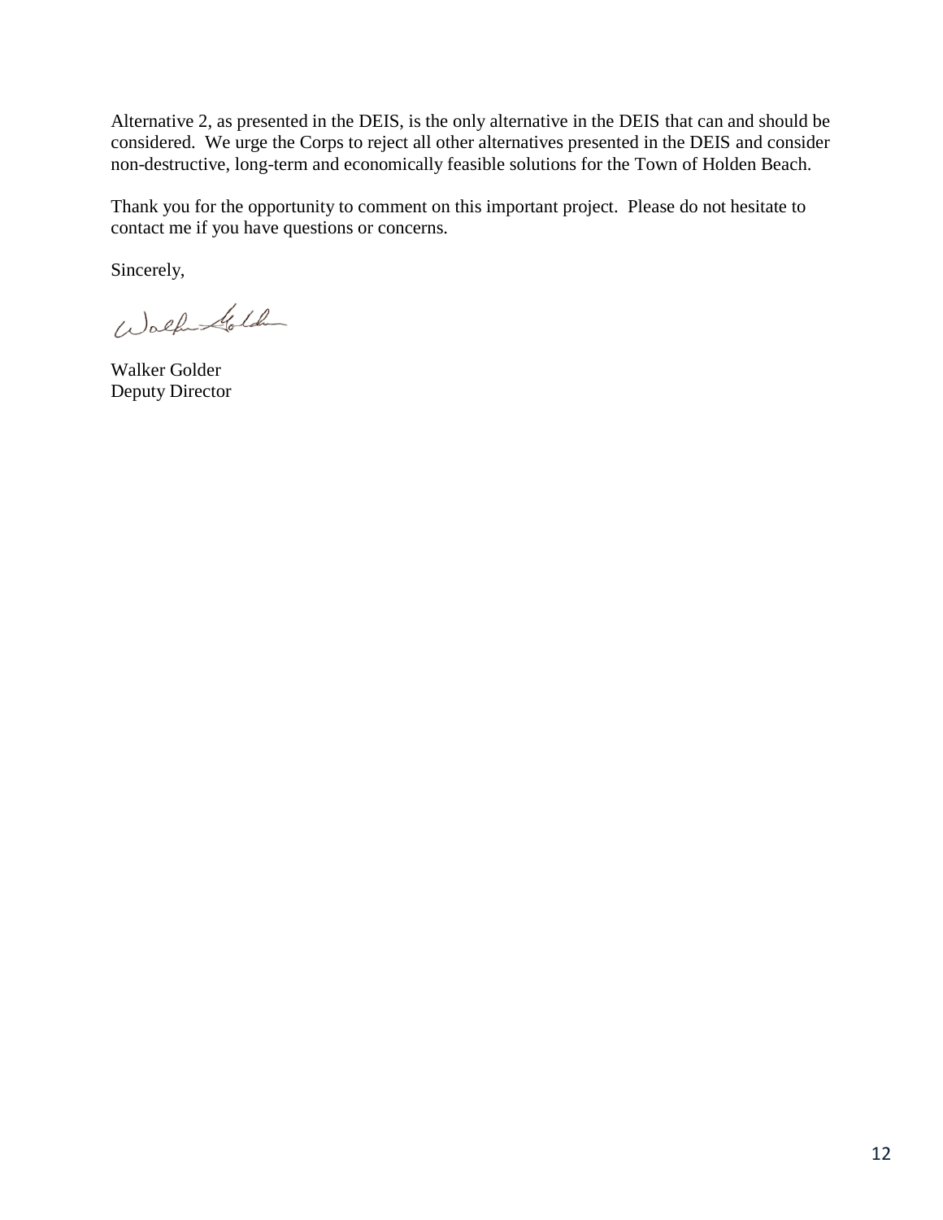Alternative 2, as presented in the DEIS, is the only alternative in the DEIS that can and should be considered. We urge the Corps to reject all other alternatives presented in the DEIS and consider non-destructive, long-term and economically feasible solutions for the Town of Holden Beach.

Thank you for the opportunity to comment on this important project. Please do not hesitate to contact me if you have questions or concerns.

Sincerely,

Walker Golder
Deputy Director